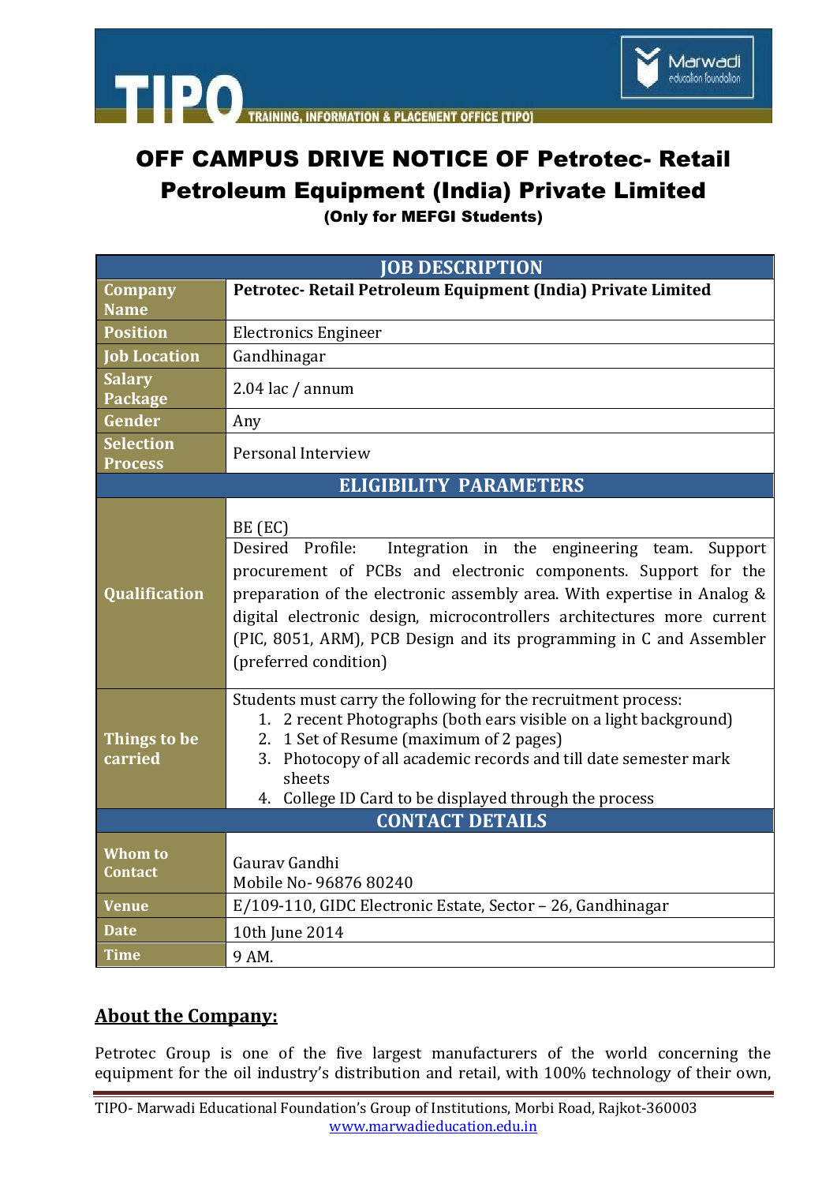# OFF CAMPUS DRIVE NOTICE OF Petrotec- Retail Petroleum Equipment (India) Private Limited

**(Only for MEFGI Students)**

| JOB DESCRIPTION | |
|---|---|
| **Company Name** | **Petrotec- Retail Petroleum Equipment (India) Private Limited** |
| **Position** | Electronics Engineer |
| **Job Location** | Gandhinagar |
| **Salary Package** | 2.04 lac / annum |
| **Gender** | Any |
| **Selection Process** | Personal Interview |
| **ELIGIBILITY PARAMETERS** | |
| **Qualification** | BE (EC)<br>Desired Profile: Integration in the engineering team. Support procurement of PCBs and electronic components. Support for the preparation of the electronic assembly area. With expertise in Analog & digital electronic design, microcontrollers architectures more current (PIC, 8051, ARM), PCB Design and its programming in C and Assembler (preferred condition) |
| **Things to be carried** | Students must carry the following for the recruitment process:<br>1. 2 recent Photographs (both ears visible on a light background)<br>2. 1 Set of Resume (maximum of 2 pages)<br>3. Photocopy of all academic records and till date semester mark sheets<br>4. College ID Card to be displayed through the process |
| **CONTACT DETAILS** | |
| **Whom to Contact** | Gaurav Gandhi<br>Mobile No- 96876 80240 |
| **Venue** | E/109-110, GIDC Electronic Estate, Sector – 26, Gandhinagar |
| **Date** | 10th June 2014 |
| **Time** | 9 AM. |

## About the Company:

Petrotec Group is one of the five largest manufacturers of the world concerning the equipment for the oil industry's distribution and retail, with 100% technology of their own,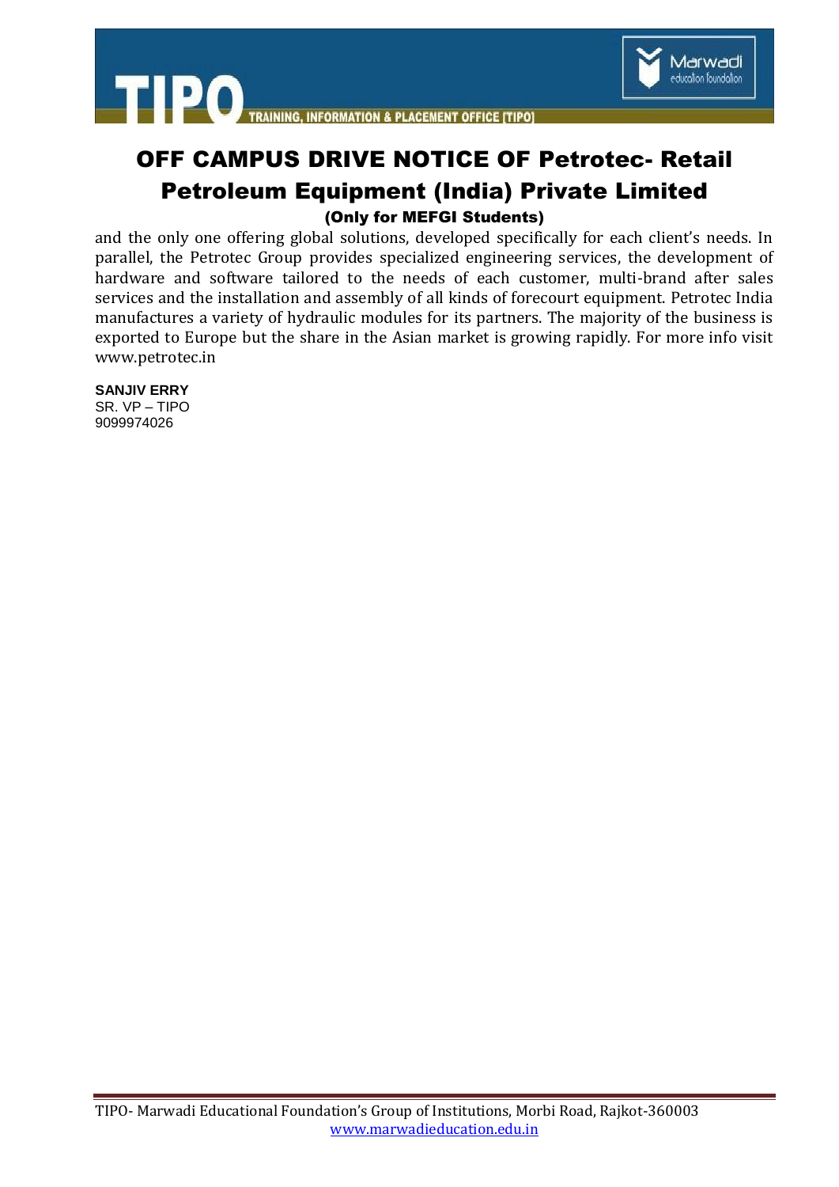# OFF CAMPUS DRIVE NOTICE OF Petrotec- Retail Petroleum Equipment (India) Private Limited

**(Only for MEFGI Students)**

and the only one offering global solutions, developed specifically for each client's needs. In parallel, the Petrotec Group provides specialized engineering services, the development of hardware and software tailored to the needs of each customer, multi-brand after sales services and the installation and assembly of all kinds of forecourt equipment. Petrotec India manufactures a variety of hydraulic modules for its partners. The majority of the business is exported to Europe but the share in the Asian market is growing rapidly. For more info visit www.petrotec.in

**SANJIV ERRY**
SR. VP – TIPO
9099974026